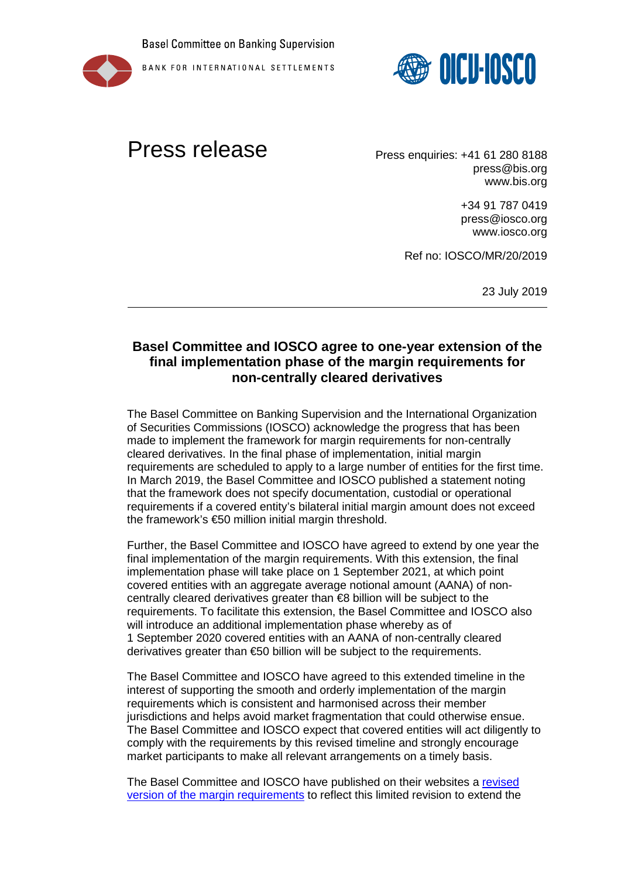Basel Committee on Banking Supervision

BANK FOR INTERNATIONAL SETTLEMENTS

OICU-IOSCO

# Press release

Press enquiries: +41 61 280 8188
press@bis.org
www.bis.org

+34 91 787 0419
press@iosco.org
www.iosco.org

Ref no: IOSCO/MR/20/2019

23 July 2019

---

## Basel Committee and IOSCO agree to one-year extension of the final implementation phase of the margin requirements for non-centrally cleared derivatives

The Basel Committee on Banking Supervision and the International Organization of Securities Commissions (IOSCO) acknowledge the progress that has been made to implement the framework for margin requirements for non-centrally cleared derivatives. In the final phase of implementation, initial margin requirements are scheduled to apply to a large number of entities for the first time. In March 2019, the Basel Committee and IOSCO published a statement noting that the framework does not specify documentation, custodial or operational requirements if a covered entity's bilateral initial margin amount does not exceed the framework's €50 million initial margin threshold.

Further, the Basel Committee and IOSCO have agreed to extend by one year the final implementation of the margin requirements. With this extension, the final implementation phase will take place on 1 September 2021, at which point covered entities with an aggregate average notional amount (AANA) of non-centrally cleared derivatives greater than €8 billion will be subject to the requirements. To facilitate this extension, the Basel Committee and IOSCO also will introduce an additional implementation phase whereby as of 1 September 2020 covered entities with an AANA of non-centrally cleared derivatives greater than €50 billion will be subject to the requirements.

The Basel Committee and IOSCO have agreed to this extended timeline in the interest of supporting the smooth and orderly implementation of the margin requirements which is consistent and harmonised across their member jurisdictions and helps avoid market fragmentation that could otherwise ensue. The Basel Committee and IOSCO expect that covered entities will act diligently to comply with the requirements by this revised timeline and strongly encourage market participants to make all relevant arrangements on a timely basis.

The Basel Committee and IOSCO have published on their websites a revised version of the margin requirements to reflect this limited revision to extend the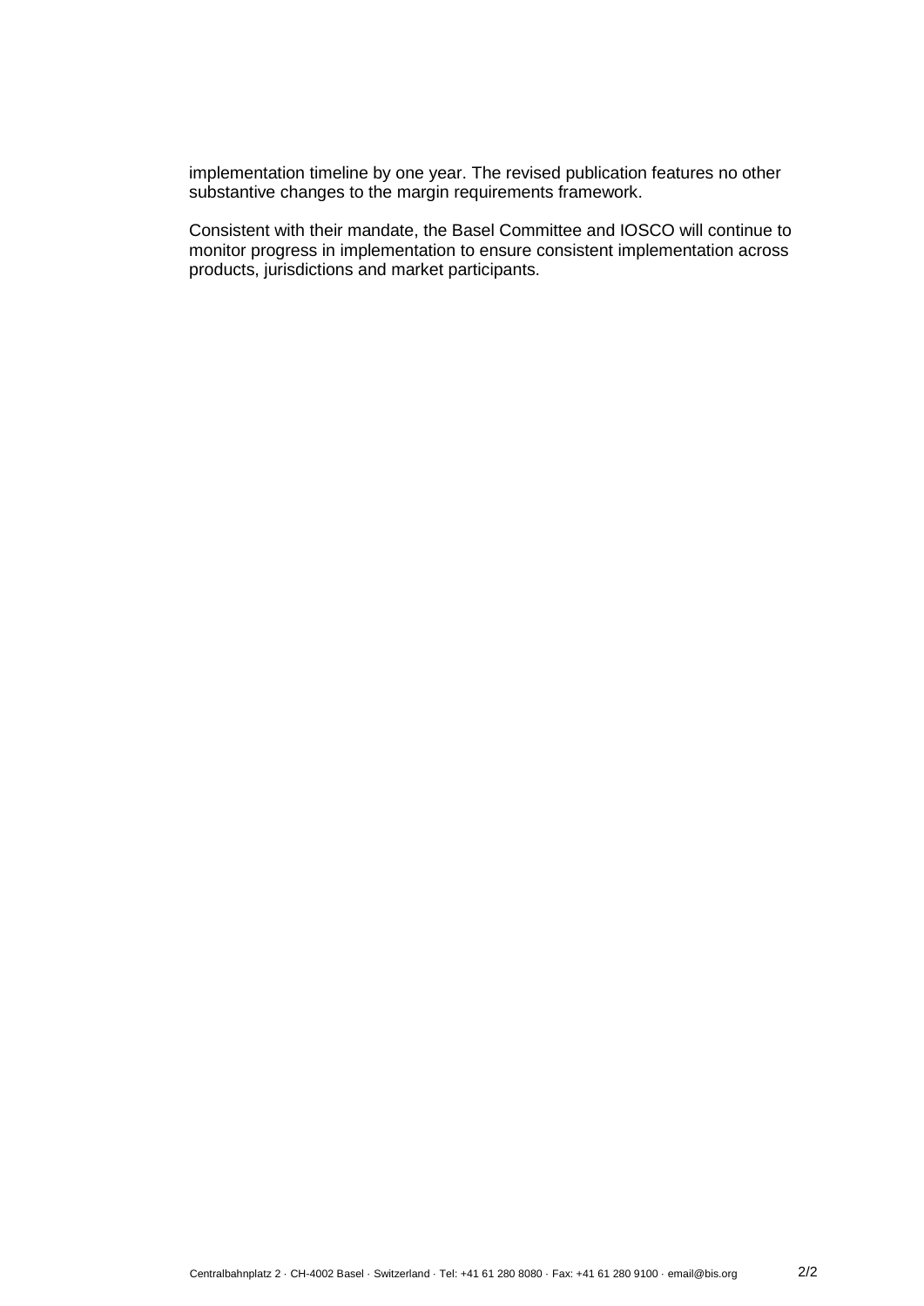implementation timeline by one year. The revised publication features no other substantive changes to the margin requirements framework.

Consistent with their mandate, the Basel Committee and IOSCO will continue to monitor progress in implementation to ensure consistent implementation across products, jurisdictions and market participants.